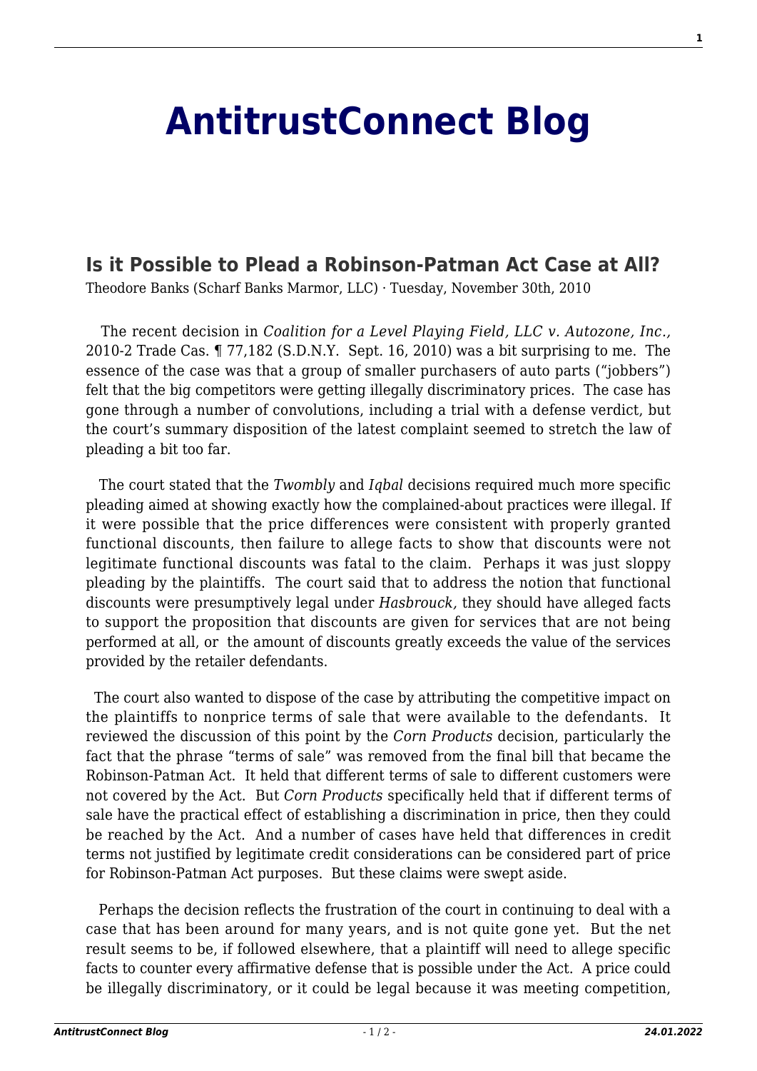# AntitrustConnect Blog

## Is it Possible to Plead a Robinson-Patman Act Case at All?

Theodore Banks (Scharf Banks Marmor, LLC) · Tuesday, November 30th, 2010

The recent decision in *Coalition for a Level Playing Field, LLC v. Autozone, Inc.*, 2010-2 Trade Cas. ¶ 77,182 (S.D.N.Y. Sept. 16, 2010) was a bit surprising to me. The essence of the case was that a group of smaller purchasers of auto parts ("jobbers") felt that the big competitors were getting illegally discriminatory prices. The case has gone through a number of convolutions, including a trial with a defense verdict, but the court's summary disposition of the latest complaint seemed to stretch the law of pleading a bit too far.

The court stated that the *Twombly* and *Iqbal* decisions required much more specific pleading aimed at showing exactly how the complained-about practices were illegal. If it were possible that the price differences were consistent with properly granted functional discounts, then failure to allege facts to show that discounts were not legitimate functional discounts was fatal to the claim. Perhaps it was just sloppy pleading by the plaintiffs. The court said that to address the notion that functional discounts were presumptively legal under *Hasbrouck*, they should have alleged facts to support the proposition that discounts are given for services that are not being performed at all, or the amount of discounts greatly exceeds the value of the services provided by the retailer defendants.

The court also wanted to dispose of the case by attributing the competitive impact on the plaintiffs to nonprice terms of sale that were available to the defendants. It reviewed the discussion of this point by the *Corn Products* decision, particularly the fact that the phrase "terms of sale" was removed from the final bill that became the Robinson-Patman Act. It held that different terms of sale to different customers were not covered by the Act. But *Corn Products* specifically held that if different terms of sale have the practical effect of establishing a discrimination in price, then they could be reached by the Act. And a number of cases have held that differences in credit terms not justified by legitimate credit considerations can be considered part of price for Robinson-Patman Act purposes. But these claims were swept aside.

Perhaps the decision reflects the frustration of the court in continuing to deal with a case that has been around for many years, and is not quite gone yet. But the net result seems to be, if followed elsewhere, that a plaintiff will need to allege specific facts to counter every affirmative defense that is possible under the Act. A price could be illegally discriminatory, or it could be legal because it was meeting competition,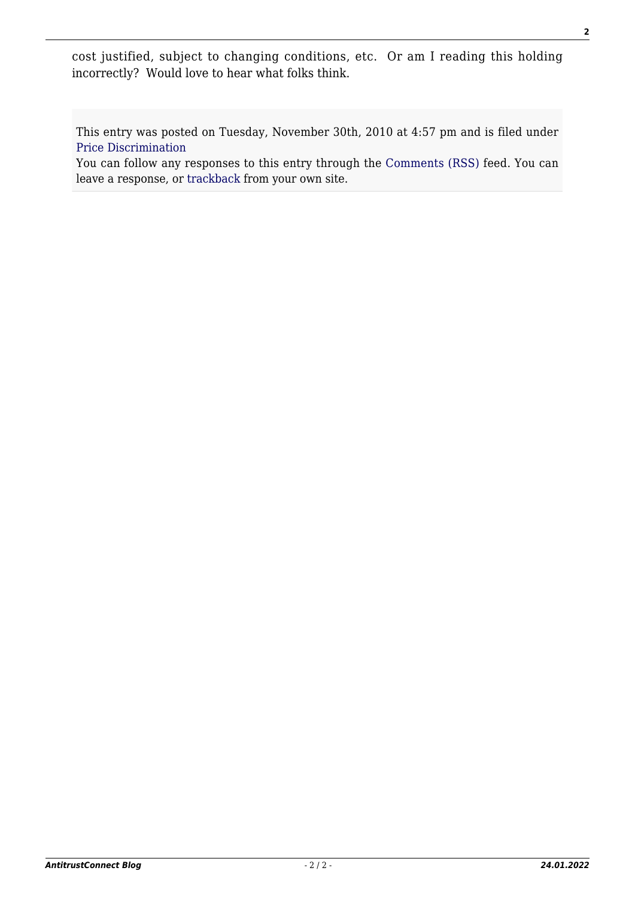cost justified, subject to changing conditions, etc.  Or am I reading this holding incorrectly?  Would love to hear what folks think.

This entry was posted on Tuesday, November 30th, 2010 at 4:57 pm and is filed under Price Discrimination
You can follow any responses to this entry through the Comments (RSS) feed. You can leave a response, or trackback from your own site.